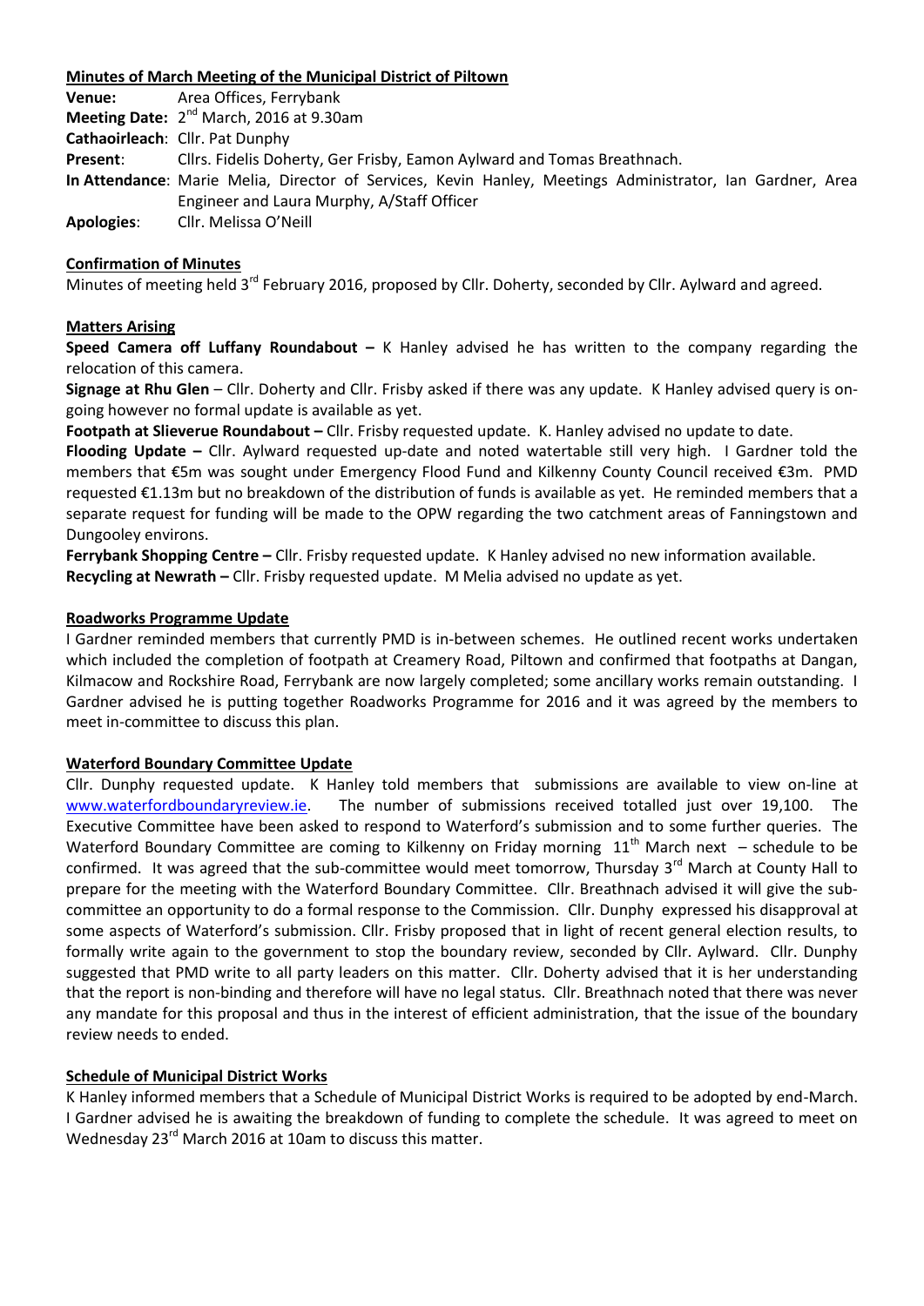## Minutes of March Meeting of the Municipal District of Piltown

**Venue:** Area Offices, Ferrybank
**Meeting Date:** 2nd March, 2016 at 9.30am
**Cathaoirleach**: Cllr. Pat Dunphy
**Present**: Cllrs. Fidelis Doherty, Ger Frisby, Eamon Aylward and Tomas Breathnach.
**In Attendance**: Marie Melia, Director of Services, Kevin Hanley, Meetings Administrator, Ian Gardner, Area Engineer and Laura Murphy, A/Staff Officer
**Apologies**: Cllr. Melissa O'Neill

### Confirmation of Minutes

Minutes of meeting held 3rd February 2016, proposed by Cllr. Doherty, seconded by Cllr. Aylward and agreed.

### Matters Arising

**Speed Camera off Luffany Roundabout –** K Hanley advised he has written to the company regarding the relocation of this camera.

**Signage at Rhu Glen** – Cllr. Doherty and Cllr. Frisby asked if there was any update. K Hanley advised query is on-going however no formal update is available as yet.

**Footpath at Slieverue Roundabout –** Cllr. Frisby requested update. K. Hanley advised no update to date.

**Flooding Update –** Cllr. Aylward requested up-date and noted watertable still very high. I Gardner told the members that €5m was sought under Emergency Flood Fund and Kilkenny County Council received €3m. PMD requested €1.13m but no breakdown of the distribution of funds is available as yet. He reminded members that a separate request for funding will be made to the OPW regarding the two catchment areas of Fanningstown and Dungooley environs.

**Ferrybank Shopping Centre –** Cllr. Frisby requested update. K Hanley advised no new information available.

**Recycling at Newrath –** Cllr. Frisby requested update. M Melia advised no update as yet.

### Roadworks Programme Update

I Gardner reminded members that currently PMD is in-between schemes. He outlined recent works undertaken which included the completion of footpath at Creamery Road, Piltown and confirmed that footpaths at Dangan, Kilmacow and Rockshire Road, Ferrybank are now largely completed; some ancillary works remain outstanding. I Gardner advised he is putting together Roadworks Programme for 2016 and it was agreed by the members to meet in-committee to discuss this plan.

### Waterford Boundary Committee Update

Cllr. Dunphy requested update. K Hanley told members that submissions are available to view on-line at www.waterfordboundaryreview.ie. The number of submissions received totalled just over 19,100. The Executive Committee have been asked to respond to Waterford's submission and to some further queries. The Waterford Boundary Committee are coming to Kilkenny on Friday morning 11th March next – schedule to be confirmed. It was agreed that the sub-committee would meet tomorrow, Thursday 3rd March at County Hall to prepare for the meeting with the Waterford Boundary Committee. Cllr. Breathnach advised it will give the sub-committee an opportunity to do a formal response to the Commission. Cllr. Dunphy expressed his disapproval at some aspects of Waterford's submission. Cllr. Frisby proposed that in light of recent general election results, to formally write again to the government to stop the boundary review, seconded by Cllr. Aylward. Cllr. Dunphy suggested that PMD write to all party leaders on this matter. Cllr. Doherty advised that it is her understanding that the report is non-binding and therefore will have no legal status. Cllr. Breathnach noted that there was never any mandate for this proposal and thus in the interest of efficient administration, that the issue of the boundary review needs to ended.

### Schedule of Municipal District Works

K Hanley informed members that a Schedule of Municipal District Works is required to be adopted by end-March. I Gardner advised he is awaiting the breakdown of funding to complete the schedule. It was agreed to meet on Wednesday 23rd March 2016 at 10am to discuss this matter.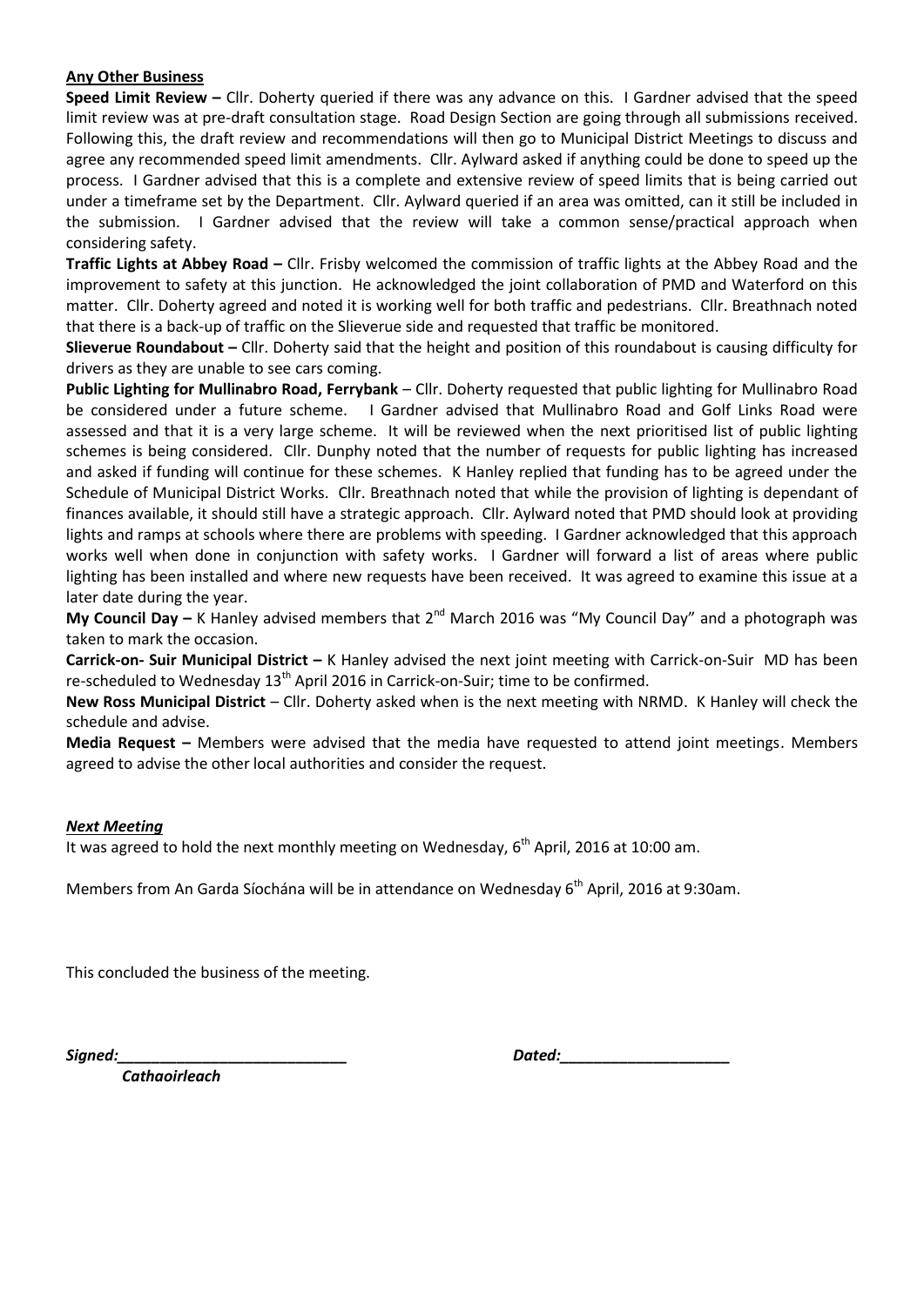**Any Other Business**

**Speed Limit Review –** Cllr. Doherty queried if there was any advance on this. I Gardner advised that the speed limit review was at pre-draft consultation stage. Road Design Section are going through all submissions received. Following this, the draft review and recommendations will then go to Municipal District Meetings to discuss and agree any recommended speed limit amendments. Cllr. Aylward asked if anything could be done to speed up the process. I Gardner advised that this is a complete and extensive review of speed limits that is being carried out under a timeframe set by the Department. Cllr. Aylward queried if an area was omitted, can it still be included in the submission. I Gardner advised that the review will take a common sense/practical approach when considering safety.

**Traffic Lights at Abbey Road –** Cllr. Frisby welcomed the commission of traffic lights at the Abbey Road and the improvement to safety at this junction. He acknowledged the joint collaboration of PMD and Waterford on this matter. Cllr. Doherty agreed and noted it is working well for both traffic and pedestrians. Cllr. Breathnach noted that there is a back-up of traffic on the Slieverue side and requested that traffic be monitored.

**Slieverue Roundabout –** Cllr. Doherty said that the height and position of this roundabout is causing difficulty for drivers as they are unable to see cars coming.

**Public Lighting for Mullinabro Road, Ferrybank** – Cllr. Doherty requested that public lighting for Mullinabro Road be considered under a future scheme. I Gardner advised that Mullinabro Road and Golf Links Road were assessed and that it is a very large scheme. It will be reviewed when the next prioritised list of public lighting schemes is being considered. Cllr. Dunphy noted that the number of requests for public lighting has increased and asked if funding will continue for these schemes. K Hanley replied that funding has to be agreed under the Schedule of Municipal District Works. Cllr. Breathnach noted that while the provision of lighting is dependant of finances available, it should still have a strategic approach. Cllr. Aylward noted that PMD should look at providing lights and ramps at schools where there are problems with speeding. I Gardner acknowledged that this approach works well when done in conjunction with safety works. I Gardner will forward a list of areas where public lighting has been installed and where new requests have been received. It was agreed to examine this issue at a later date during the year.

**My Council Day –** K Hanley advised members that 2nd March 2016 was "My Council Day" and a photograph was taken to mark the occasion.

**Carrick-on- Suir Municipal District –** K Hanley advised the next joint meeting with Carrick-on-Suir MD has been re-scheduled to Wednesday 13th April 2016 in Carrick-on-Suir; time to be confirmed.

**New Ross Municipal District** – Cllr. Doherty asked when is the next meeting with NRMD. K Hanley will check the schedule and advise.

**Media Request –** Members were advised that the media have requested to attend joint meetings. Members agreed to advise the other local authorities and consider the request.

***Next Meeting***

It was agreed to hold the next monthly meeting on Wednesday, 6th April, 2016 at 10:00 am.

Members from An Garda Síochána will be in attendance on Wednesday 6th April, 2016 at 9:30am.

This concluded the business of the meeting.

***Signed:___________________________*** ***Dated:____________________***

***Cathaoirleach***